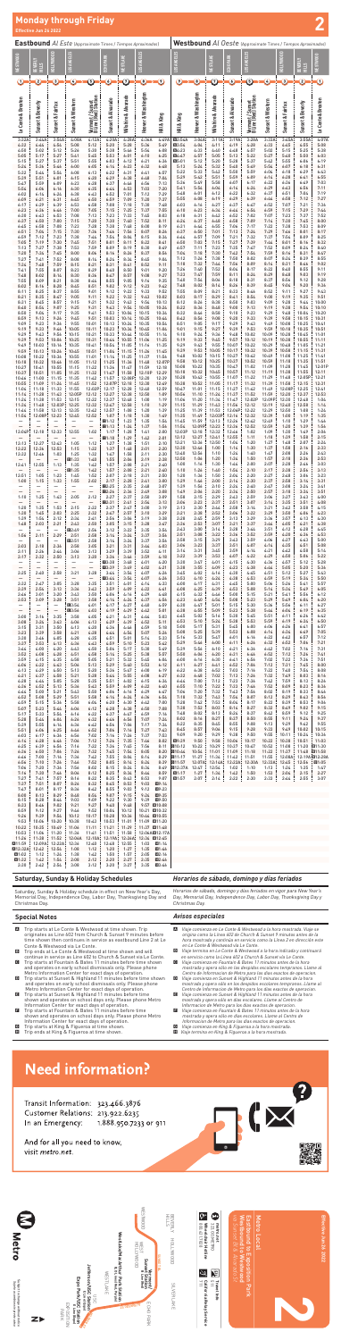# Monday through Friday

Effective Jun 26 2022

## Eastbound *Al Este (Approximate Times / Tiempos Aproximados)*

## Westbound *Al Oeste (Approximate Times / Tiempos Aproximados)*

## Saturday, Sunday & Holiday Schedules

Saturday, Sunday & Holiday schedule in effect on New Year's Day, Memorial Day, Independence Day, Labor Day, Thanksgiving Day and Christmas Day.

## Horarios de sábado, domingo y días feriados

*Horarios de sábado, domingo y días feriados en vigor para New Year's Day, Memorial Day, Independence Day, Labor Day, Thanksgiving Day y Christmas Day.*

## Special Notes

- Trip starts at Le Conte & Westwood at time shown. Trip originates as Line 602 from Church & Sunset 9 minutes before time shown then continues in service as eastbound Line 2 at Le Conte & Westwood.
- Trip ends at Le Conte & Westwood at time shown and will continue in service as Line 602 to Church & Sunset via Le Conte.
- Trip starts at Fountain & Bates 11 minutes before time shown and operates on early school dismissals only. Please phone Metro Information Center for exact days of operation.
- Trip starts at Sunset & Highland 11 minutes before time shown and operates on early school dismissals only. Please phone Metro Information Center for exact days of operation.
- Trip starts at Sunset & Highland 11 minutes before time shown and operates on school days only. Please phone Metro Information Center for exact days of operation.
- Trip starts at Fountain & Bates 11 minutes before time shown and operates on school days only. Please phone Metro Information Center for exact days of operation.
- Trip starts at King & Figueroa at time shown.
- Trip ends at King & Figueroa at time shown.

## Avisos especiales

- *Viaje comienza en Le Conte & Westwood a la hora mostrada. Viaje se origina como la Línea 602 de Church & Sunset 9 minutos antes de la hora mostrada y continúa en servicio como la Línea 2 en dirección este en Le Conte & Westwood.*
- *Viaje termina en Le Conte & Westwood a la hora indicada y continuará en servicio como la Línea 602 a Church & Sunset vía Le Conte.*
- *Viaje comienza en Fountain & Bates 11 minutos antes de la hora mostrada y opera sólo en los despidos escolares tempranos. Llame al Centro de Información de Metro para los días exactos de operación.*
- *Viaje comienza en Sunset & Highland 11 minutos antes de la hora mostrada y opera sólo en los despidos escolares tempranos. Llame al Centro de Información de Metro para los días exactos de operación.*
- *Viaje comienza en Sunset & Highland 11 minutos antes de la hora mostrada y opera sólo en días escolares. Llame al Centro de Información de Metro para los días exactos de operación.*
- *Viaje comienza en Fountain & Bates 11 minutos antes de la hora mostrada y opera sólo en días escolares. Llame al Centro de Información de Metro para los días exactos de operación.*
- *Viaje comienza en King & Figueroa a la hora mostrada.*
- *Viaje termina en King & Figueroa a la hora mostrada.*

# Need information?

Transit Information: 323.466.3876
Customer Relations: 213.922.6235
In an Emergency: 1.888.950.7233 or 911

And for all you need to know, visit *metro.net*.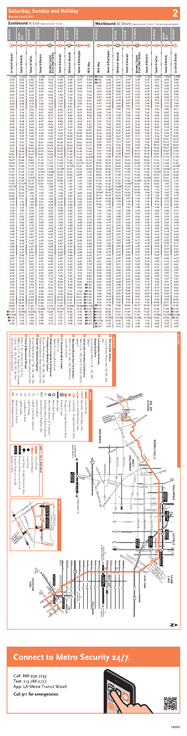## Saturday, Sunday and Holiday

Effective Jun 26 2022

### Eastbound *Al Este* (Approximate Times)

| WESTWOOD | BEVERLY HILLS | WEST HOLLYWOOD | LOS ANGELES | SILVER LAKE | ECHO PARK | WESTLAKE | DOWNTOWN LA | |
|---|---|---|---|---|---|---|---|---|
| 1 | 2 | 3 | 4 | 5 | 6 | 7 | 8 | 9 |
| Le Conte & Broxton | Sunset & Beverly | Sunset & Fairfax | Sunset & La Brea | Vermont / Sunset B Line (Red) Station | Sunset & Alvarado | Wilshire & Alvarado | Hoover & Washington | Hill & King |

### Westbound *Al Oeste* (Approximate Times / *Tiempos Aproximados*)

| DOWNTOWN LA | | WESTLAKE | ECHO PARK | SILVER LAKE | LOS ANGELES | WEST HOLLYWOOD | BEVERLY HILLS | WESTWOOD |
|---|---|---|---|---|---|---|---|---|
| 9 | 8 | 7 | 6 | 5 | 4 | 3 | 2 | 1 |
| Hill & King | Hoover & Washington | Wilshire & Alvarado | Sunset & Alvarado | Vermont / Sunset B Line (Red) Station | Sunset & La Brea | Sunset & Fairfax | Sunset & Beverly | Le Conte & Broxton |

## Connect to Metro Security 24/7.

Call: 888.950.7233
Text: 213.788.2777
App: LA Metro Transit Watch

**Call 911 for emergencies.**